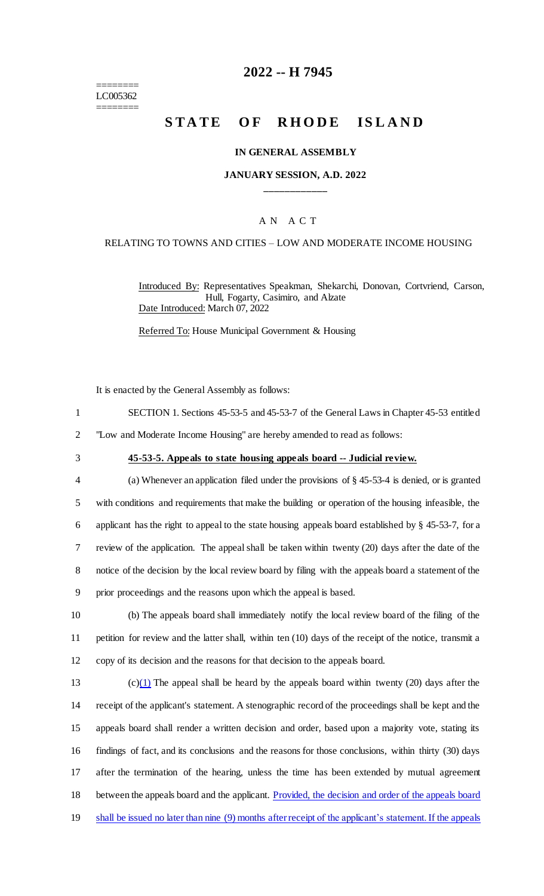========
LC005362
========

# 2022 -- H 7945

# STATE OF RHODE ISLAND

### IN GENERAL ASSEMBLY

### JANUARY SESSION, A.D. 2022

____________

A N A C T

RELATING TO TOWNS AND CITIES – LOW AND MODERATE INCOME HOUSING

Introduced By: Representatives Speakman, Shekarchi, Donovan, Cortvriend, Carson, Hull, Fogarty, Casimiro, and Alzate

Date Introduced: March 07, 2022

Referred To: House Municipal Government & Housing

It is enacted by the General Assembly as follows:

1 SECTION 1. Sections 45-53-5 and 45-53-7 of the General Laws in Chapter 45-53 entitled
2 "Low and Moderate Income Housing" are hereby amended to read as follows:

3 **45-53-5. Appeals to state housing appeals board -- Judicial review.**

4 (a) Whenever an application filed under the provisions of § 45-53-4 is denied, or is granted
5 with conditions and requirements that make the building or operation of the housing infeasible, the
6 applicant has the right to appeal to the state housing appeals board established by § 45-53-7, for a
7 review of the application. The appeal shall be taken within twenty (20) days after the date of the
8 notice of the decision by the local review board by filing with the appeals board a statement of the
9 prior proceedings and the reasons upon which the appeal is based.

10 (b) The appeals board shall immediately notify the local review board of the filing of the
11 petition for review and the latter shall, within ten (10) days of the receipt of the notice, transmit a
12 copy of its decision and the reasons for that decision to the appeals board.

13 (c)(1) The appeal shall be heard by the appeals board within twenty (20) days after the
14 receipt of the applicant's statement. A stenographic record of the proceedings shall be kept and the
15 appeals board shall render a written decision and order, based upon a majority vote, stating its
16 findings of fact, and its conclusions and the reasons for those conclusions, within thirty (30) days
17 after the termination of the hearing, unless the time has been extended by mutual agreement
18 between the appeals board and the applicant. Provided, the decision and order of the appeals board
19 shall be issued no later than nine (9) months after receipt of the applicant's statement. If the appeals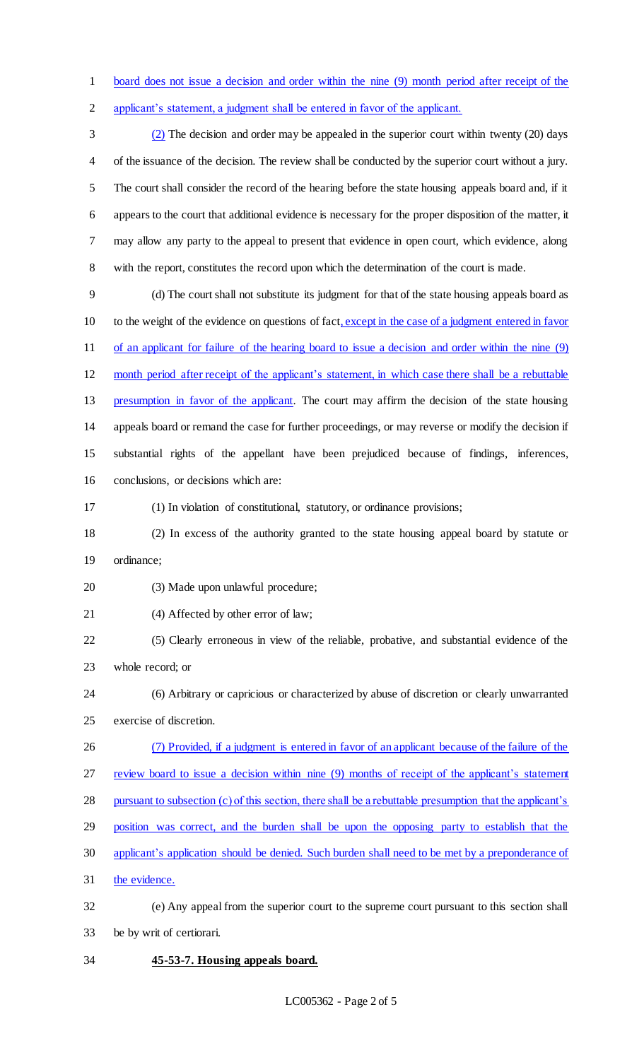board does not issue a decision and order within the nine (9) month period after receipt of the applicant's statement, a judgment shall be entered in favor of the applicant.

(2) The decision and order may be appealed in the superior court within twenty (20) days of the issuance of the decision. The review shall be conducted by the superior court without a jury. The court shall consider the record of the hearing before the state housing appeals board and, if it appears to the court that additional evidence is necessary for the proper disposition of the matter, it may allow any party to the appeal to present that evidence in open court, which evidence, along with the report, constitutes the record upon which the determination of the court is made.

(d) The court shall not substitute its judgment for that of the state housing appeals board as to the weight of the evidence on questions of fact, except in the case of a judgment entered in favor of an applicant for failure of the hearing board to issue a decision and order within the nine (9) month period after receipt of the applicant's statement, in which case there shall be a rebuttable presumption in favor of the applicant. The court may affirm the decision of the state housing appeals board or remand the case for further proceedings, or may reverse or modify the decision if substantial rights of the appellant have been prejudiced because of findings, inferences, conclusions, or decisions which are:

(1) In violation of constitutional, statutory, or ordinance provisions;

(2) In excess of the authority granted to the state housing appeal board by statute or ordinance;

(3) Made upon unlawful procedure;

(4) Affected by other error of law;

(5) Clearly erroneous in view of the reliable, probative, and substantial evidence of the whole record; or

(6) Arbitrary or capricious or characterized by abuse of discretion or clearly unwarranted exercise of discretion.

(7) Provided, if a judgment is entered in favor of an applicant because of the failure of the review board to issue a decision within nine (9) months of receipt of the applicant's statement pursuant to subsection (c) of this section, there shall be a rebuttable presumption that the applicant's position was correct, and the burden shall be upon the opposing party to establish that the applicant's application should be denied. Such burden shall need to be met by a preponderance of the evidence.

(e) Any appeal from the superior court to the supreme court pursuant to this section shall be by writ of certiorari.

**45-53-7. Housing appeals board.**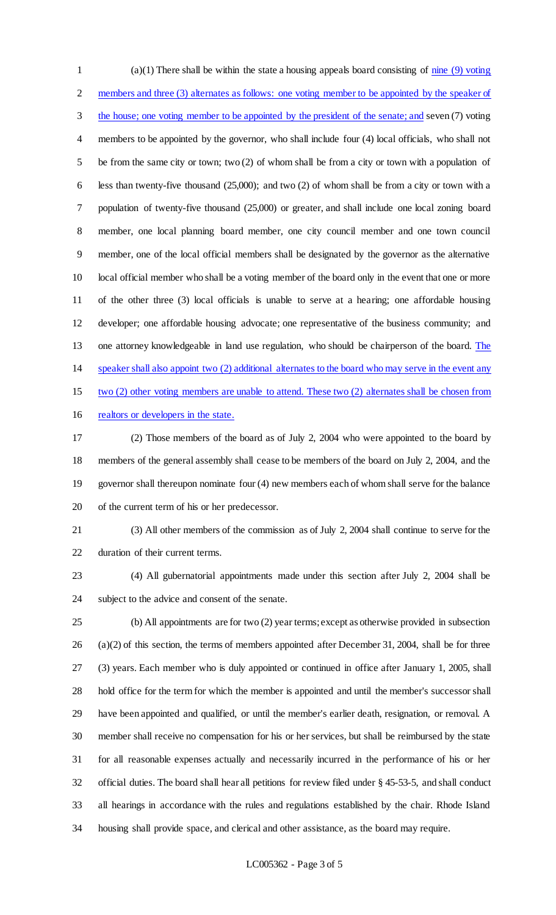(a)(1) There shall be within the state a housing appeals board consisting of nine (9) voting members and three (3) alternates as follows: one voting member to be appointed by the speaker of the house; one voting member to be appointed by the president of the senate; and seven (7) voting members to be appointed by the governor, who shall include four (4) local officials, who shall not be from the same city or town; two (2) of whom shall be from a city or town with a population of less than twenty-five thousand (25,000); and two (2) of whom shall be from a city or town with a population of twenty-five thousand (25,000) or greater, and shall include one local zoning board member, one local planning board member, one city council member and one town council member, one of the local official members shall be designated by the governor as the alternative local official member who shall be a voting member of the board only in the event that one or more of the other three (3) local officials is unable to serve at a hearing; one affordable housing developer; one affordable housing advocate; one representative of the business community; and one attorney knowledgeable in land use regulation, who should be chairperson of the board. The speaker shall also appoint two (2) additional alternates to the board who may serve in the event any two (2) other voting members are unable to attend. These two (2) alternates shall be chosen from realtors or developers in the state.

(2) Those members of the board as of July 2, 2004 who were appointed to the board by members of the general assembly shall cease to be members of the board on July 2, 2004, and the governor shall thereupon nominate four (4) new members each of whom shall serve for the balance of the current term of his or her predecessor.

(3) All other members of the commission as of July 2, 2004 shall continue to serve for the duration of their current terms.

(4) All gubernatorial appointments made under this section after July 2, 2004 shall be subject to the advice and consent of the senate.

(b) All appointments are for two (2) year terms; except as otherwise provided in subsection (a)(2) of this section, the terms of members appointed after December 31, 2004, shall be for three (3) years. Each member who is duly appointed or continued in office after January 1, 2005, shall hold office for the term for which the member is appointed and until the member's successor shall have been appointed and qualified, or until the member's earlier death, resignation, or removal. A member shall receive no compensation for his or her services, but shall be reimbursed by the state for all reasonable expenses actually and necessarily incurred in the performance of his or her official duties. The board shall hear all petitions for review filed under § 45-53-5, and shall conduct all hearings in accordance with the rules and regulations established by the chair. Rhode Island housing shall provide space, and clerical and other assistance, as the board may require.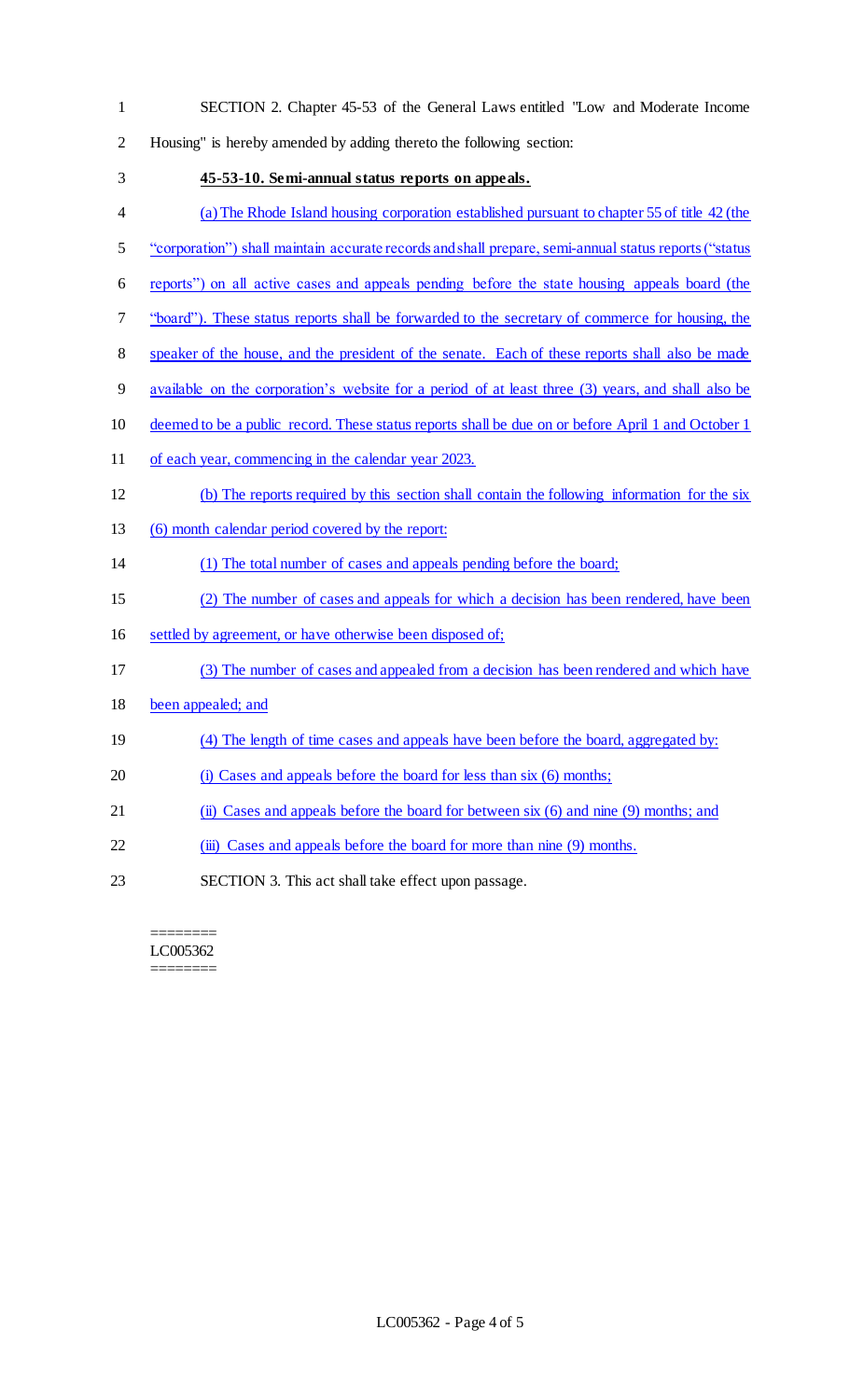SECTION 2. Chapter 45-53 of the General Laws entitled "Low and Moderate Income Housing" is hereby amended by adding thereto the following section:

**45-53-10. Semi-annual status reports on appeals.**

(a) The Rhode Island housing corporation established pursuant to chapter 55 of title 42 (the "corporation") shall maintain accurate records and shall prepare, semi-annual status reports ("status reports") on all active cases and appeals pending before the state housing appeals board (the "board"). These status reports shall be forwarded to the secretary of commerce for housing, the speaker of the house, and the president of the senate. Each of these reports shall also be made available on the corporation's website for a period of at least three (3) years, and shall also be deemed to be a public record. These status reports shall be due on or before April 1 and October 1 of each year, commencing in the calendar year 2023.

(b) The reports required by this section shall contain the following information for the six (6) month calendar period covered by the report:

(1) The total number of cases and appeals pending before the board;

(2) The number of cases and appeals for which a decision has been rendered, have been settled by agreement, or have otherwise been disposed of;

(3) The number of cases and appealed from a decision has been rendered and which have been appealed; and

(4) The length of time cases and appeals have been before the board, aggregated by:

(i) Cases and appeals before the board for less than six (6) months;

(ii) Cases and appeals before the board for between six (6) and nine (9) months; and

(iii) Cases and appeals before the board for more than nine (9) months.

SECTION 3. This act shall take effect upon passage.

========
LC005362
========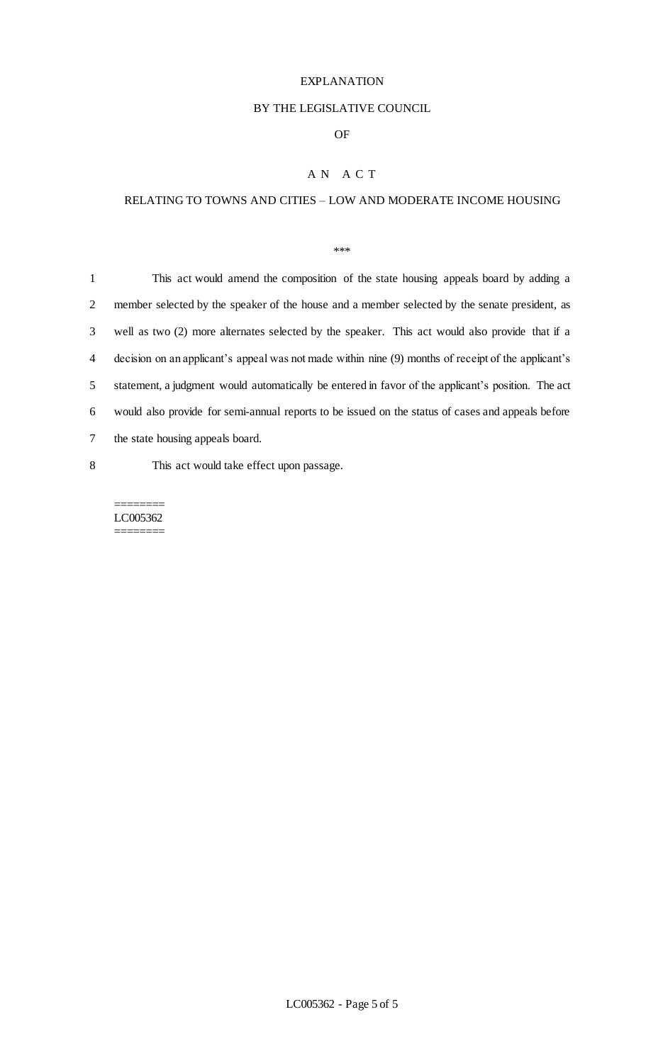EXPLANATION

BY THE LEGISLATIVE COUNCIL

OF

A N A C T

RELATING TO TOWNS AND CITIES – LOW AND MODERATE INCOME HOUSING

\*\*\*

This act would amend the composition of the state housing appeals board by adding a member selected by the speaker of the house and a member selected by the senate president, as well as two (2) more alternates selected by the speaker. This act would also provide that if a decision on an applicant's appeal was not made within nine (9) months of receipt of the applicant's statement, a judgment would automatically be entered in favor of the applicant's position. The act would also provide for semi-annual reports to be issued on the status of cases and appeals before the state housing appeals board.

This act would take effect upon passage.

========
LC005362
========